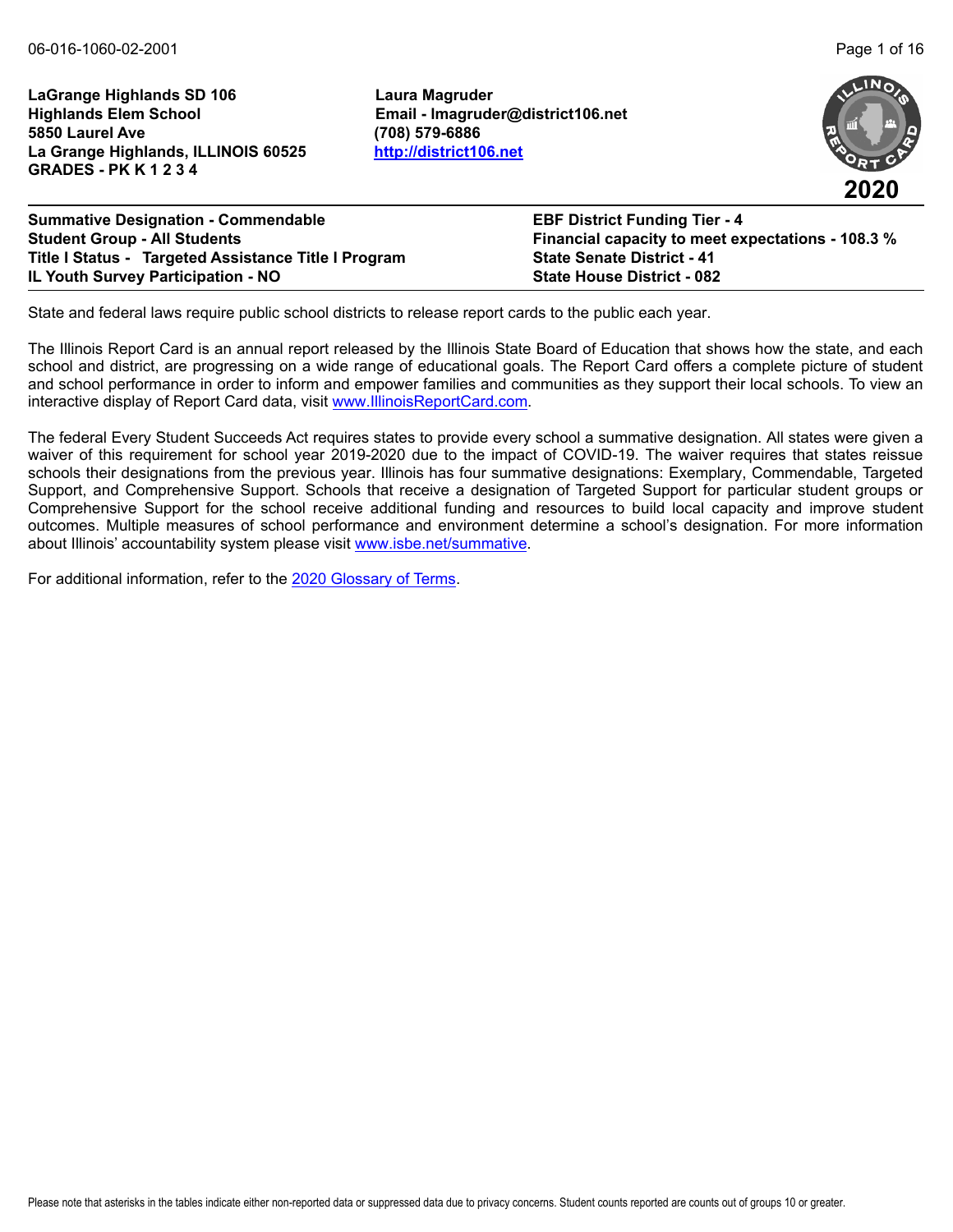06-016-1060-02-2001

**LaGrange Highlands SD 106**
**Highlands Elem School**
**5850 Laurel Ave**
**La Grange Highlands, ILLINOIS 60525**
**GRADES - PK K 1 2 3 4**

**Laura Magruder**
**Email - lmagruder@district106.net**
**(708) 579-6886**
**http://district106.net**

**2020**

| | |
|---|---|
| **Summative Designation - Commendable** | **EBF District Funding Tier - 4** |
| **Student Group - All Students** | **Financial capacity to meet expectations - 108.3 %** |
| **Title I Status - Targeted Assistance Title I Program** | **State Senate District - 41** |
| **IL Youth Survey Participation - NO** | **State House District - 082** |

State and federal laws require public school districts to release report cards to the public each year.

The Illinois Report Card is an annual report released by the Illinois State Board of Education that shows how the state, and each school and district, are progressing on a wide range of educational goals. The Report Card offers a complete picture of student and school performance in order to inform and empower families and communities as they support their local schools. To view an interactive display of Report Card data, visit www.IllinoisReportCard.com.

The federal Every Student Succeeds Act requires states to provide every school a summative designation. All states were given a waiver of this requirement for school year 2019-2020 due to the impact of COVID-19. The waiver requires that states reissue schools their designations from the previous year. Illinois has four summative designations: Exemplary, Commendable, Targeted Support, and Comprehensive Support. Schools that receive a designation of Targeted Support for particular student groups or Comprehensive Support for the school receive additional funding and resources to build local capacity and improve student outcomes. Multiple measures of school performance and environment determine a school's designation. For more information about Illinois' accountability system please visit www.isbe.net/summative.

For additional information, refer to the 2020 Glossary of Terms.

Please note that asterisks in the tables indicate either non-reported data or suppressed data due to privacy concerns. Student counts reported are counts out of groups 10 or greater.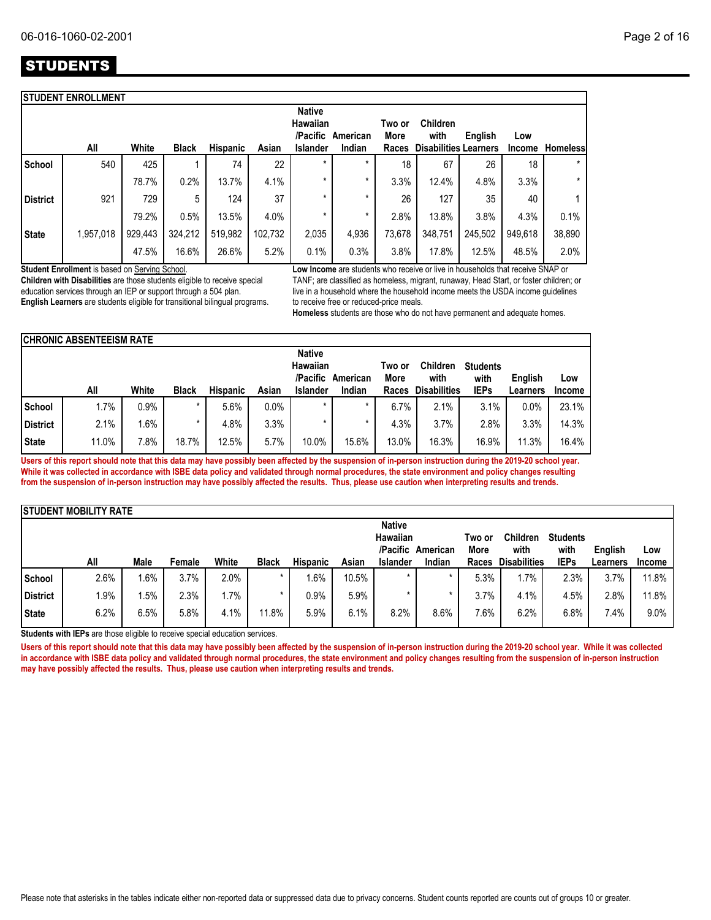# STUDENTS

## STUDENT ENROLLMENT

| | All | White | Black | Hispanic | Asian | Native Hawaiian /Pacific Islander | American Indian | Two or More Races | Children with Disabilities | English Learners | Low Income | Homeless |
|---|---|---|---|---|---|---|---|---|---|---|---|---|
| School | 540 | 425 | 1 | 74 | 22 | * | * | 18 | 67 | 26 | 18 | * |
| | | 78.7% | 0.2% | 13.7% | 4.1% | * | * | 3.3% | 12.4% | 4.8% | 3.3% | * |
| District | 921 | 729 | 5 | 124 | 37 | * | * | 26 | 127 | 35 | 40 | 1 |
| | | 79.2% | 0.5% | 13.5% | 4.0% | * | * | 2.8% | 13.8% | 3.8% | 4.3% | 0.1% |
| State | 1,957,018 | 929,443 | 324,212 | 519,982 | 102,732 | 2,035 | 4,936 | 73,678 | 348,751 | 245,502 | 949,618 | 38,890 |
| | | 47.5% | 16.6% | 26.6% | 5.2% | 0.1% | 0.3% | 3.8% | 17.8% | 12.5% | 48.5% | 2.0% |

**Student Enrollment** is based on Serving School.
**Children with Disabilities** are those students eligible to receive special education services through an IEP or support through a 504 plan.
**English Learners** are students eligible for transitional bilingual programs.

**Low Income** are students who receive or live in households that receive SNAP or TANF; are classified as homeless, migrant, runaway, Head Start, or foster children; or live in a household where the household income meets the USDA income guidelines to receive free or reduced-price meals.
**Homeless** students are those who do not have permanent and adequate homes.

## CHRONIC ABSENTEEISM RATE

| | All | White | Black | Hispanic | Asian | Native Hawaiian /Pacific Islander | American Indian | Two or More Races | Children with Disabilities | Students with IEPs | English Learners | Low Income |
|---|---|---|---|---|---|---|---|---|---|---|---|---|
| School | 1.7% | 0.9% | * | 5.6% | 0.0% | * | * | 6.7% | 2.1% | 3.1% | 0.0% | 23.1% |
| District | 2.1% | 1.6% | * | 4.8% | 3.3% | * | * | 4.3% | 3.7% | 2.8% | 3.3% | 14.3% |
| State | 11.0% | 7.8% | 18.7% | 12.5% | 5.7% | 10.0% | 15.6% | 13.0% | 16.3% | 16.9% | 11.3% | 16.4% |

**Users of this report should note that this data may have possibly been affected by the suspension of in-person instruction during the 2019-20 school year. While it was collected in accordance with ISBE data policy and validated through normal procedures, the state environment and policy changes resulting from the suspension of in-person instruction may have possibly affected the results. Thus, please use caution when interpreting results and trends.**

## STUDENT MOBILITY RATE

| | All | Male | Female | White | Black | Hispanic | Asian | Native Hawaiian /Pacific Islander | American Indian | Two or More Races | Children with Disabilities | Students with IEPs | English Learners | Low Income |
|---|---|---|---|---|---|---|---|---|---|---|---|---|---|---|
| School | 2.6% | 1.6% | 3.7% | 2.0% | * | 1.6% | 10.5% | * | * | 5.3% | 1.7% | 2.3% | 3.7% | 11.8% |
| District | 1.9% | 1.5% | 2.3% | 1.7% | * | 0.9% | 5.9% | * | * | 3.7% | 4.1% | 4.5% | 2.8% | 11.8% |
| State | 6.2% | 6.5% | 5.8% | 4.1% | 11.8% | 5.9% | 6.1% | 8.2% | 8.6% | 7.6% | 6.2% | 6.8% | 7.4% | 9.0% |

**Students with IEPs** are those eligible to receive special education services.

**Users of this report should note that this data may have possibly been affected by the suspension of in-person instruction during the 2019-20 school year. While it was collected in accordance with ISBE data policy and validated through normal procedures, the state environment and policy changes resulting from the suspension of in-person instruction may have possibly affected the results. Thus, please use caution when interpreting results and trends.**

Please note that asterisks in the tables indicate either non-reported data or suppressed data due to privacy concerns. Student counts reported are counts out of groups 10 or greater.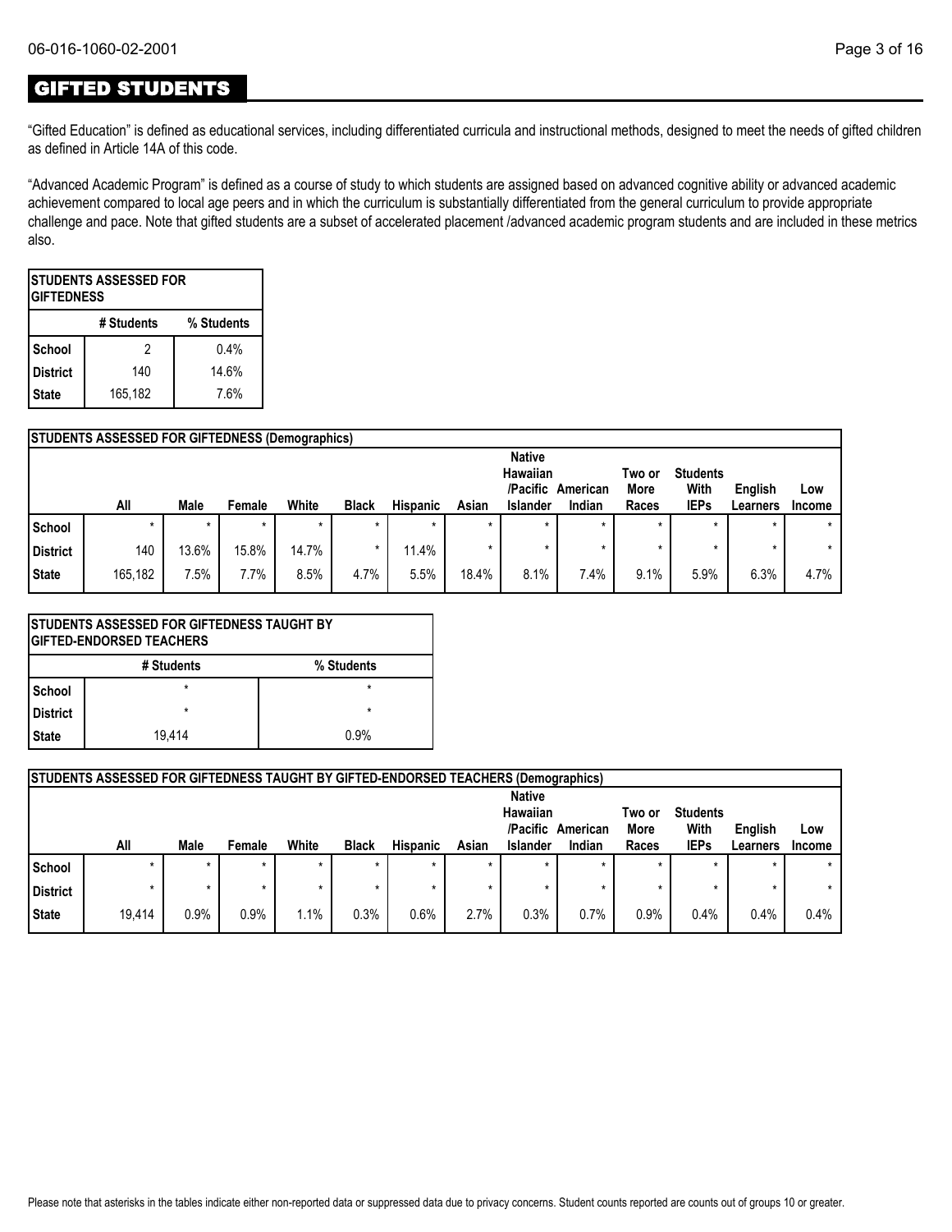## GIFTED STUDENTS

"Gifted Education" is defined as educational services, including differentiated curricula and instructional methods, designed to meet the needs of gifted children as defined in Article 14A of this code.

"Advanced Academic Program" is defined as a course of study to which students are assigned based on advanced cognitive ability or advanced academic achievement compared to local age peers and in which the curriculum is substantially differentiated from the general curriculum to provide appropriate challenge and pace. Note that gifted students are a subset of accelerated placement /advanced academic program students and are included in these metrics also.

| STUDENTS ASSESSED FOR GIFTEDNESS | | |
|---|---|---|
| | # Students | % Students |
| School | 2 | 0.4% |
| District | 140 | 14.6% |
| State | 165,182 | 7.6% |

| STUDENTS ASSESSED FOR GIFTEDNESS (Demographics) | | | | | | | | | | | | | |
|---|---|---|---|---|---|---|---|---|---|---|---|---|---|
| | All | Male | Female | White | Black | Hispanic | Asian | Native Hawaiian /Pacific Islander | American Indian | Two or More Races | Students With IEPs | English Learners | Low Income |
| School | * | * | * | * | * | * | * | * | * | * | * | * | * |
| District | 140 | 13.6% | 15.8% | 14.7% | * | 11.4% | * | * | * | * | * | * | * |
| State | 165,182 | 7.5% | 7.7% | 8.5% | 4.7% | 5.5% | 18.4% | 8.1% | 7.4% | 9.1% | 5.9% | 6.3% | 4.7% |

| STUDENTS ASSESSED FOR GIFTEDNESS TAUGHT BY GIFTED-ENDORSED TEACHERS | | |
|---|---|---|
| | # Students | % Students |
| School | * | * |
| District | * | * |
| State | 19,414 | 0.9% |

| STUDENTS ASSESSED FOR GIFTEDNESS TAUGHT BY GIFTED-ENDORSED TEACHERS (Demographics) | | | | | | | | | | | | | |
|---|---|---|---|---|---|---|---|---|---|---|---|---|---|
| | All | Male | Female | White | Black | Hispanic | Asian | Native Hawaiian /Pacific Islander | American Indian | Two or More Races | Students With IEPs | English Learners | Low Income |
| School | * | * | * | * | * | * | * | * | * | * | * | * | * |
| District | * | * | * | * | * | * | * | * | * | * | * | * | * |
| State | 19,414 | 0.9% | 0.9% | 1.1% | 0.3% | 0.6% | 2.7% | 0.3% | 0.7% | 0.9% | 0.4% | 0.4% | 0.4% |

Please note that asterisks in the tables indicate either non-reported data or suppressed data due to privacy concerns. Student counts reported are counts out of groups 10 or greater.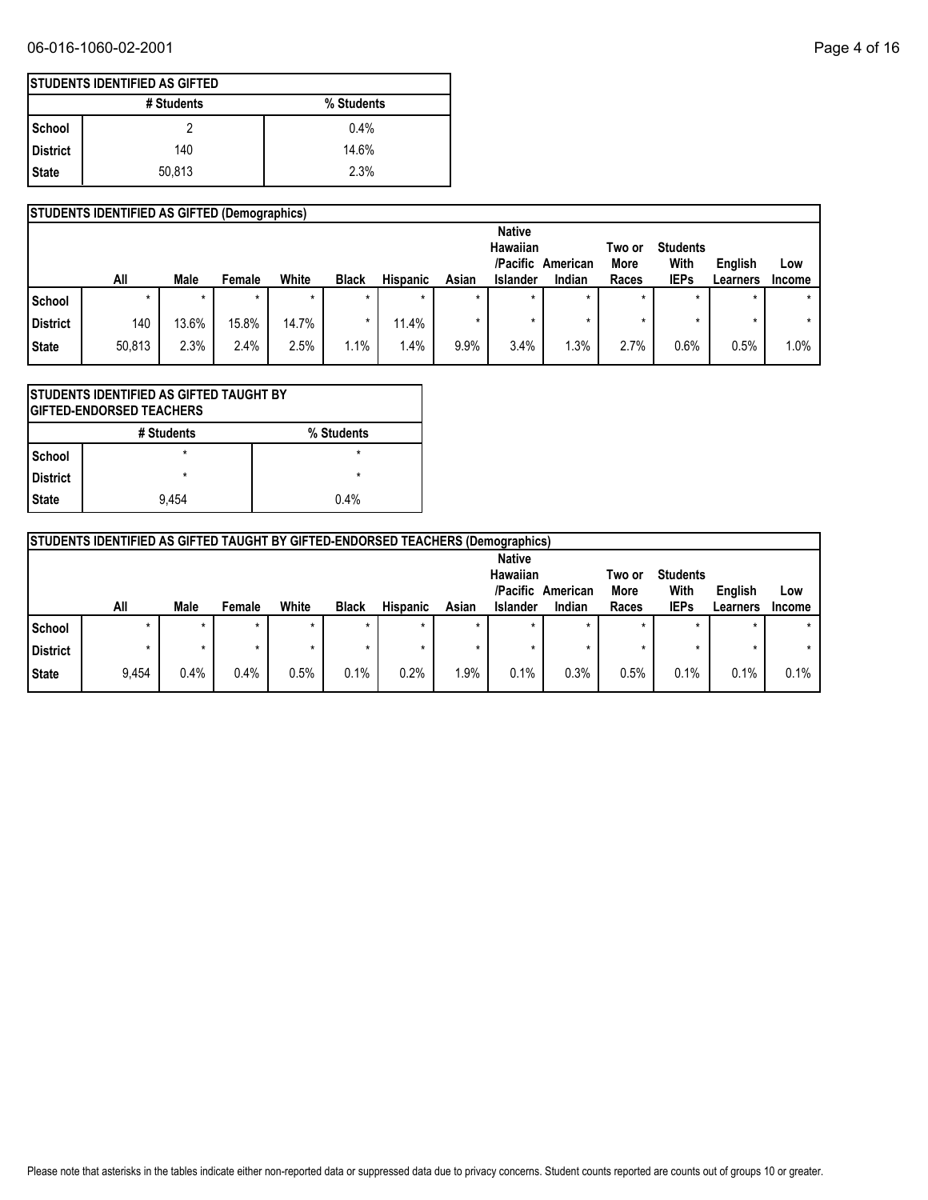## STUDENTS IDENTIFIED AS GIFTED

| | # Students | % Students |
|---|---|---|
| School | 2 | 0.4% |
| District | 140 | 14.6% |
| State | 50,813 | 2.3% |

## STUDENTS IDENTIFIED AS GIFTED (Demographics)

| | All | Male | Female | White | Black | Hispanic | Asian | Native Hawaiian /Pacific Islander | American Indian | Two or More Races | Students With IEPs | English Learners | Low Income |
|---|---|---|---|---|---|---|---|---|---|---|---|---|---|
| School | * | * | * | * | * | * | * | * | * | * | * | * | * |
| District | 140 | 13.6% | 15.8% | 14.7% | * | 11.4% | * | * | * | * | * | * | * |
| State | 50,813 | 2.3% | 2.4% | 2.5% | 1.1% | 1.4% | 9.9% | 3.4% | 1.3% | 2.7% | 0.6% | 0.5% | 1.0% |

## STUDENTS IDENTIFIED AS GIFTED TAUGHT BY GIFTED-ENDORSED TEACHERS

| | # Students | % Students |
|---|---|---|
| School | * | * |
| District | * | * |
| State | 9,454 | 0.4% |

## STUDENTS IDENTIFIED AS GIFTED TAUGHT BY GIFTED-ENDORSED TEACHERS (Demographics)

| | All | Male | Female | White | Black | Hispanic | Asian | Native Hawaiian /Pacific Islander | American Indian | Two or More Races | Students With IEPs | English Learners | Low Income |
|---|---|---|---|---|---|---|---|---|---|---|---|---|---|
| School | * | * | * | * | * | * | * | * | * | * | * | * | * |
| District | * | * | * | * | * | * | * | * | * | * | * | * | * |
| State | 9,454 | 0.4% | 0.4% | 0.5% | 0.1% | 0.2% | 1.9% | 0.1% | 0.3% | 0.5% | 0.1% | 0.1% | 0.1% |

Please note that asterisks in the tables indicate either non-reported data or suppressed data due to privacy concerns. Student counts reported are counts out of groups 10 or greater.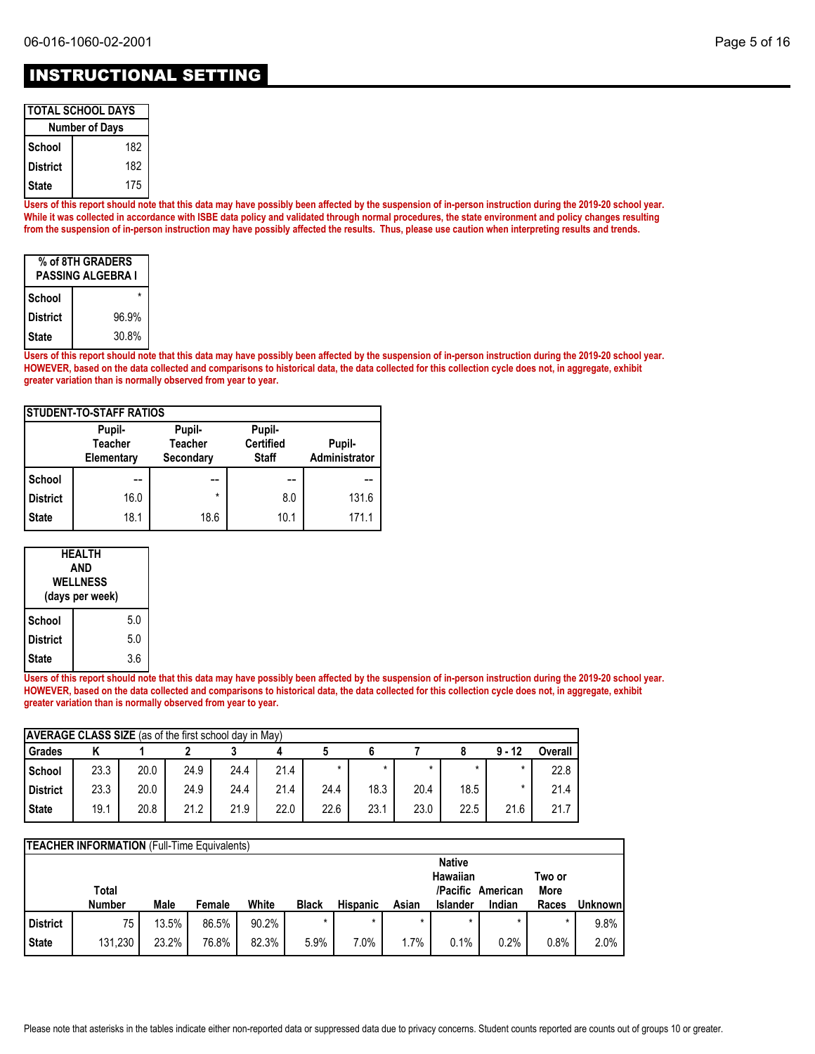# INSTRUCTIONAL SETTING

| TOTAL SCHOOL DAYS | |
|---|---|
| Number of Days | |
| School | 182 |
| District | 182 |
| State | 175 |

**Users of this report should note that this data may have possibly been affected by the suspension of in-person instruction during the 2019-20 school year. While it was collected in accordance with ISBE data policy and validated through normal procedures, the state environment and policy changes resulting from the suspension of in-person instruction may have possibly affected the results. Thus, please use caution when interpreting results and trends.**

| % of 8TH GRADERS PASSING ALGEBRA I | |
|---|---|
| School | * |
| District | 96.9% |
| State | 30.8% |

**Users of this report should note that this data may have possibly been affected by the suspension of in-person instruction during the 2019-20 school year. HOWEVER, based on the data collected and comparisons to historical data, the data collected for this collection cycle does not, in aggregate, exhibit greater variation than is normally observed from year to year.**

| STUDENT-TO-STAFF RATIOS | Pupil-Teacher Elementary | Pupil-Teacher Secondary | Pupil-Certified Staff | Pupil-Administrator |
|---|---|---|---|---|
| School | -- | -- | -- | -- |
| District | 16.0 | * | 8.0 | 131.6 |
| State | 18.1 | 18.6 | 10.1 | 171.1 |

| HEALTH AND WELLNESS (days per week) | |
|---|---|
| School | 5.0 |
| District | 5.0 |
| State | 3.6 |

**Users of this report should note that this data may have possibly been affected by the suspension of in-person instruction during the 2019-20 school year. HOWEVER, based on the data collected and comparisons to historical data, the data collected for this collection cycle does not, in aggregate, exhibit greater variation than is normally observed from year to year.**

**AVERAGE CLASS SIZE** (as of the first school day in May)

| Grades | K | 1 | 2 | 3 | 4 | 5 | 6 | 7 | 8 | 9 - 12 | Overall |
|---|---|---|---|---|---|---|---|---|---|---|---|
| School | 23.3 | 20.0 | 24.9 | 24.4 | 21.4 | * | * | * | * | * | 22.8 |
| District | 23.3 | 20.0 | 24.9 | 24.4 | 21.4 | 24.4 | 18.3 | 20.4 | 18.5 | * | 21.4 |
| State | 19.1 | 20.8 | 21.2 | 21.9 | 22.0 | 22.6 | 23.1 | 23.0 | 22.5 | 21.6 | 21.7 |

**TEACHER INFORMATION** (Full-Time Equivalents)

| | Total Number | Male | Female | White | Black | Hispanic | Asian | Native Hawaiian /Pacific Islander | American Indian | Two or More Races | Unknown |
|---|---|---|---|---|---|---|---|---|---|---|---|
| District | 75 | 13.5% | 86.5% | 90.2% | * | * | * | * | * | * | 9.8% |
| State | 131,230 | 23.2% | 76.8% | 82.3% | 5.9% | 7.0% | 1.7% | 0.1% | 0.2% | 0.8% | 2.0% |

Please note that asterisks in the tables indicate either non-reported data or suppressed data due to privacy concerns. Student counts reported are counts out of groups 10 or greater.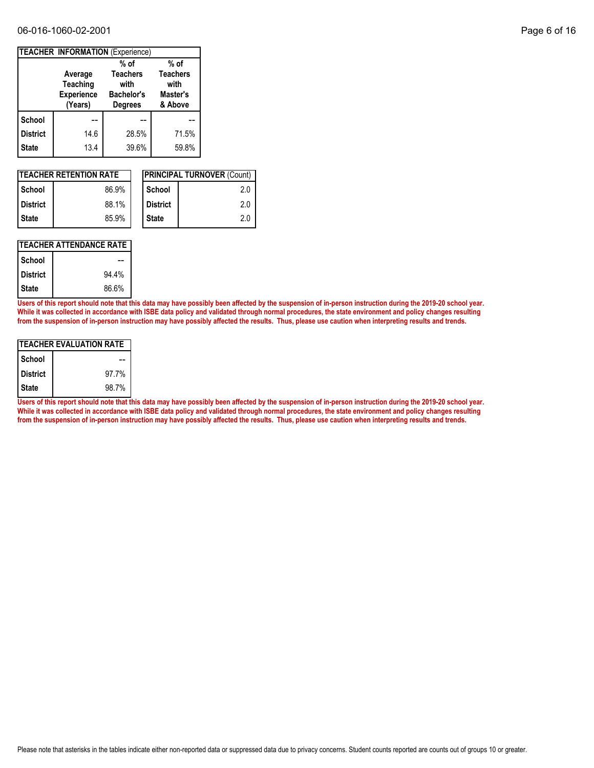**TEACHER INFORMATION** (Experience)

| | Average Teaching Experience (Years) | % of Teachers with Bachelor's Degrees | % of Teachers with Master's & Above |
|---|---|---|---|
| **School** | -- | -- | -- |
| **District** | 14.6 | 28.5% | 71.5% |
| **State** | 13.4 | 39.6% | 59.8% |

| **TEACHER RETENTION RATE** | |
|---|---|
| **School** | 86.9% |
| **District** | 88.1% |
| **State** | 85.9% |

| **PRINCIPAL TURNOVER** (Count) | |
|---|---|
| **School** | 2.0 |
| **District** | 2.0 |
| **State** | 2.0 |

| **TEACHER ATTENDANCE RATE** | |
|---|---|
| **School** | -- |
| **District** | 94.4% |
| **State** | 86.6% |

**Users of this report should note that this data may have possibly been affected by the suspension of in-person instruction during the 2019-20 school year. While it was collected in accordance with ISBE data policy and validated through normal procedures, the state environment and policy changes resulting from the suspension of in-person instruction may have possibly affected the results. Thus, please use caution when interpreting results and trends.**

| **TEACHER EVALUATION RATE** | |
|---|---|
| **School** | -- |
| **District** | 97.7% |
| **State** | 98.7% |

**Users of this report should note that this data may have possibly been affected by the suspension of in-person instruction during the 2019-20 school year. While it was collected in accordance with ISBE data policy and validated through normal procedures, the state environment and policy changes resulting from the suspension of in-person instruction may have possibly affected the results. Thus, please use caution when interpreting results and trends.**

Please note that asterisks in the tables indicate either non-reported data or suppressed data due to privacy concerns. Student counts reported are counts out of groups 10 or greater.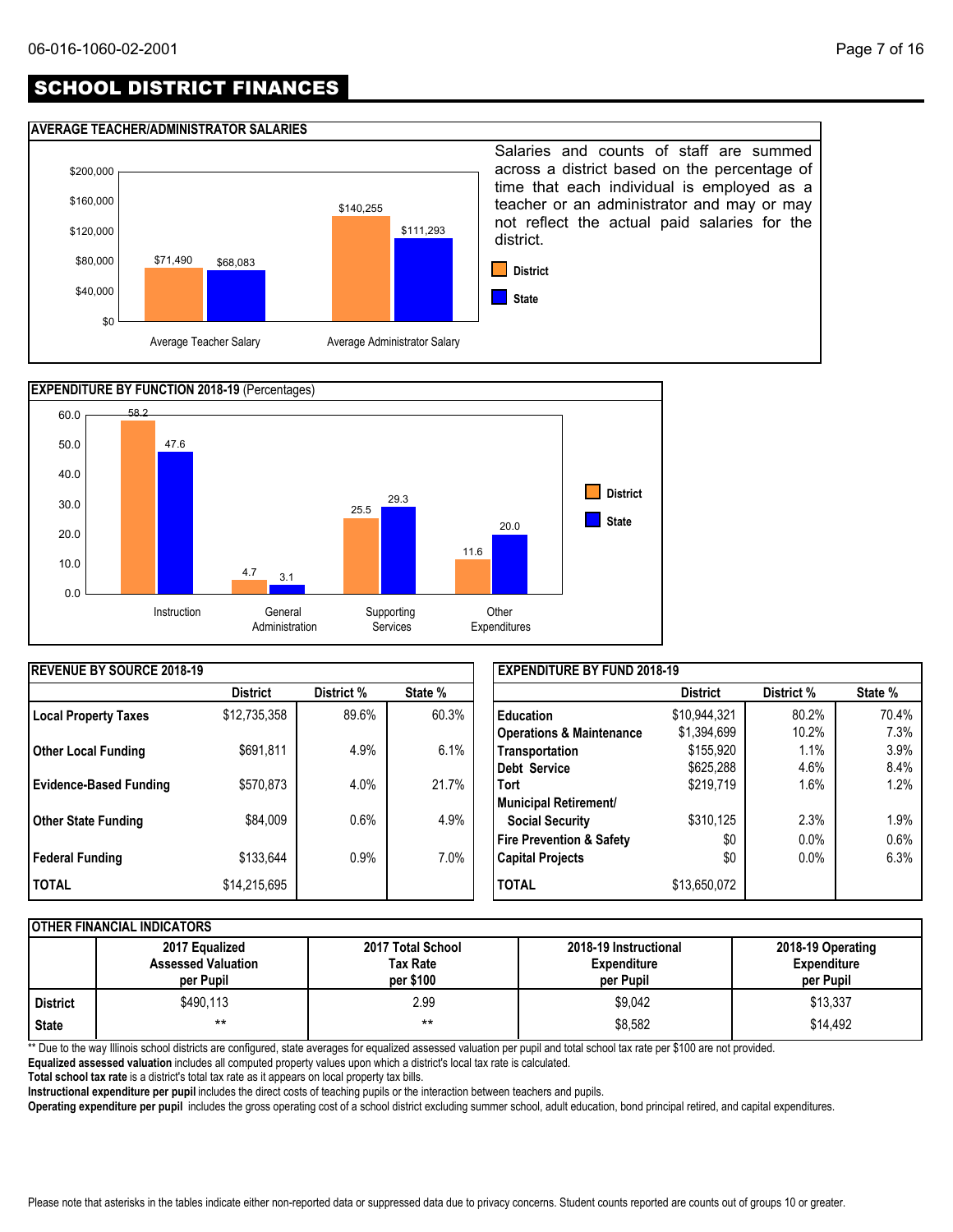# SCHOOL DISTRICT FINANCES

## AVERAGE TEACHER/ADMINISTRATOR SALARIES

$200,000
$160,000
$120,000
$80,000
$40,000
$0

$71,490
$68,083
Average Teacher Salary

$140,255
$111,293
Average Administrator Salary

District
State

Salaries and counts of staff are summed across a district based on the percentage of time that each individual is employed as a teacher or an administrator and may or may not reflect the actual paid salaries for the district.

## EXPENDITURE BY FUNCTION 2018-19 (Percentages)

60.0
50.0
40.0
30.0
20.0
10.0
0.0

58.2
47.6
Instruction

4.7
3.1
General Administration

25.5
29.3
Supporting Services

11.6
20.0
Other Expenditures

District
State

## REVENUE BY SOURCE 2018-19

| | District | District % | State % |
|---|---|---|---|
| **Local Property Taxes** | $12,735,358 | 89.6% | 60.3% |
| **Other Local Funding** | $691,811 | 4.9% | 6.1% |
| **Evidence-Based Funding** | $570,873 | 4.0% | 21.7% |
| **Other State Funding** | $84,009 | 0.6% | 4.9% |
| **Federal Funding** | $133,644 | 0.9% | 7.0% |
| **TOTAL** | $14,215,695 | | |

## EXPENDITURE BY FUND 2018-19

| | District | District % | State % |
|---|---|---|---|
| **Education** | $10,944,321 | 80.2% | 70.4% |
| **Operations & Maintenance** | $1,394,699 | 10.2% | 7.3% |
| **Transportation** | $155,920 | 1.1% | 3.9% |
| **Debt Service** | $625,288 | 4.6% | 8.4% |
| **Tort** | $219,719 | 1.6% | 1.2% |
| **Municipal Retirement/ Social Security** | $310,125 | 2.3% | 1.9% |
| **Fire Prevention & Safety** | $0 | 0.0% | 0.6% |
| **Capital Projects** | $0 | 0.0% | 6.3% |
| **TOTAL** | $13,650,072 | | |

## OTHER FINANCIAL INDICATORS

| | 2017 Equalized Assessed Valuation per Pupil | 2017 Total School Tax Rate per $100 | 2018-19 Instructional Expenditure per Pupil | 2018-19 Operating Expenditure per Pupil |
|---|---|---|---|---|
| **District** | $490,113 | 2.99 | $9,042 | $13,337 |
| **State** | ** | ** | $8,582 | $14,492 |

** Due to the way Illinois school districts are configured, state averages for equalized assessed valuation per pupil and total school tax rate per $100 are not provided.

**Equalized assessed valuation** includes all computed property values upon which a district's local tax rate is calculated.

**Total school tax rate** is a district's total tax rate as it appears on local property tax bills.

**Instructional expenditure per pupil** includes the direct costs of teaching pupils or the interaction between teachers and pupils.

**Operating expenditure per pupil** includes the gross operating cost of a school district excluding summer school, adult education, bond principal retired, and capital expenditures.

Please note that asterisks in the tables indicate either non-reported data or suppressed data due to privacy concerns. Student counts reported are counts out of groups 10 or greater.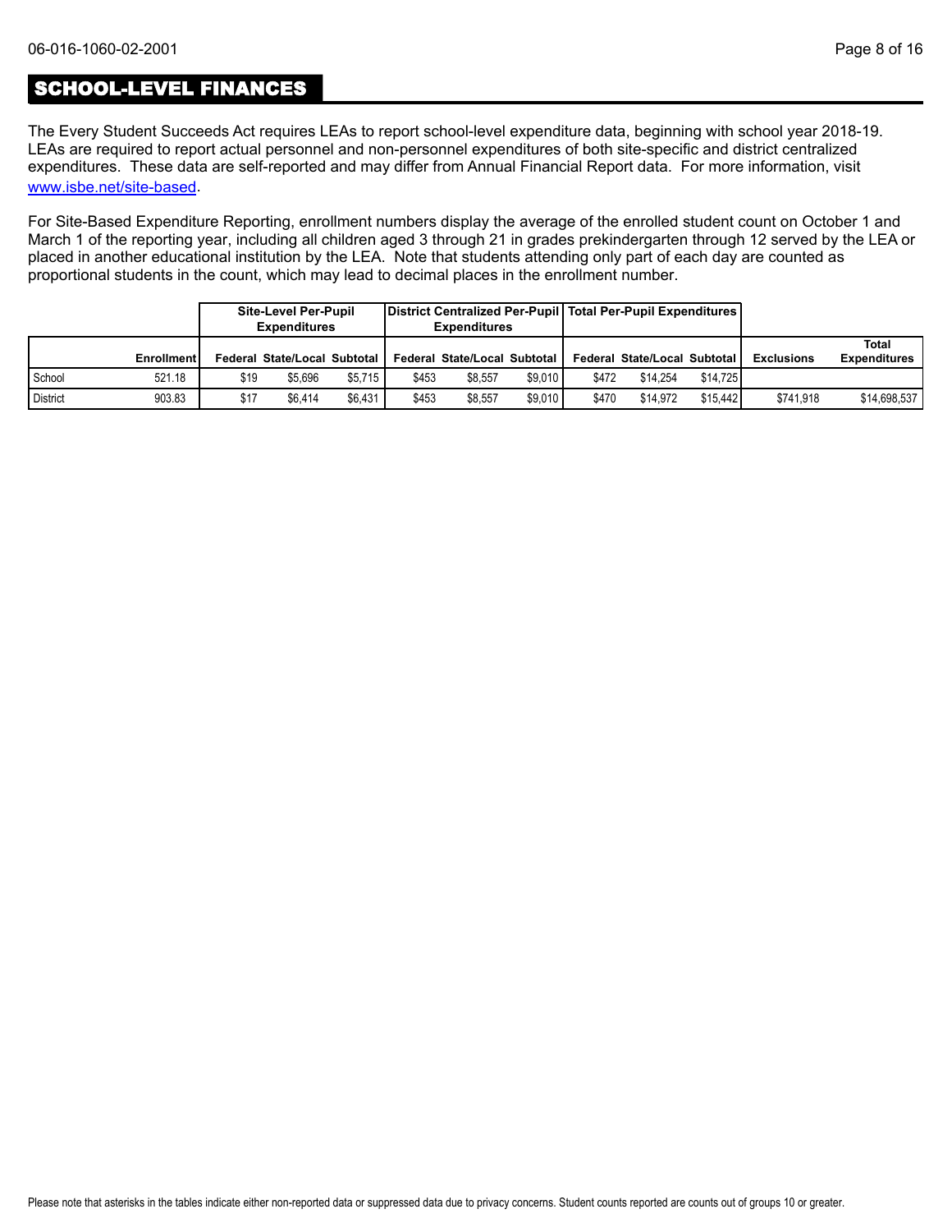## SCHOOL-LEVEL FINANCES

The Every Student Succeeds Act requires LEAs to report school-level expenditure data, beginning with school year 2018-19. LEAs are required to report actual personnel and non-personnel expenditures of both site-specific and district centralized expenditures. These data are self-reported and may differ from Annual Financial Report data. For more information, visit www.isbe.net/site-based.

For Site-Based Expenditure Reporting, enrollment numbers display the average of the enrolled student count on October 1 and March 1 of the reporting year, including all children aged 3 through 21 in grades prekindergarten through 12 served by the LEA or placed in another educational institution by the LEA. Note that students attending only part of each day are counted as proportional students in the count, which may lead to decimal places in the enrollment number.

| | | Site-Level Per-Pupil Expenditures | | | District Centralized Per-Pupil Expenditures | | | Total Per-Pupil Expenditures | | | | |
|---|---|---|---|---|---|---|---|---|---|---|---|---|
| | Enrollment | Federal | State/Local | Subtotal | Federal | State/Local | Subtotal | Federal | State/Local | Subtotal | Exclusions | Total Expenditures |
| School | 521.18 | $19 | $5,696 | $5,715 | $453 | $8,557 | $9,010 | $472 | $14,254 | $14,725 | | |
| District | 903.83 | $17 | $6,414 | $6,431 | $453 | $8,557 | $9,010 | $470 | $14,972 | $15,442 | $741,918 | $14,698,537 |

Please note that asterisks in the tables indicate either non-reported data or suppressed data due to privacy concerns. Student counts reported are counts out of groups 10 or greater.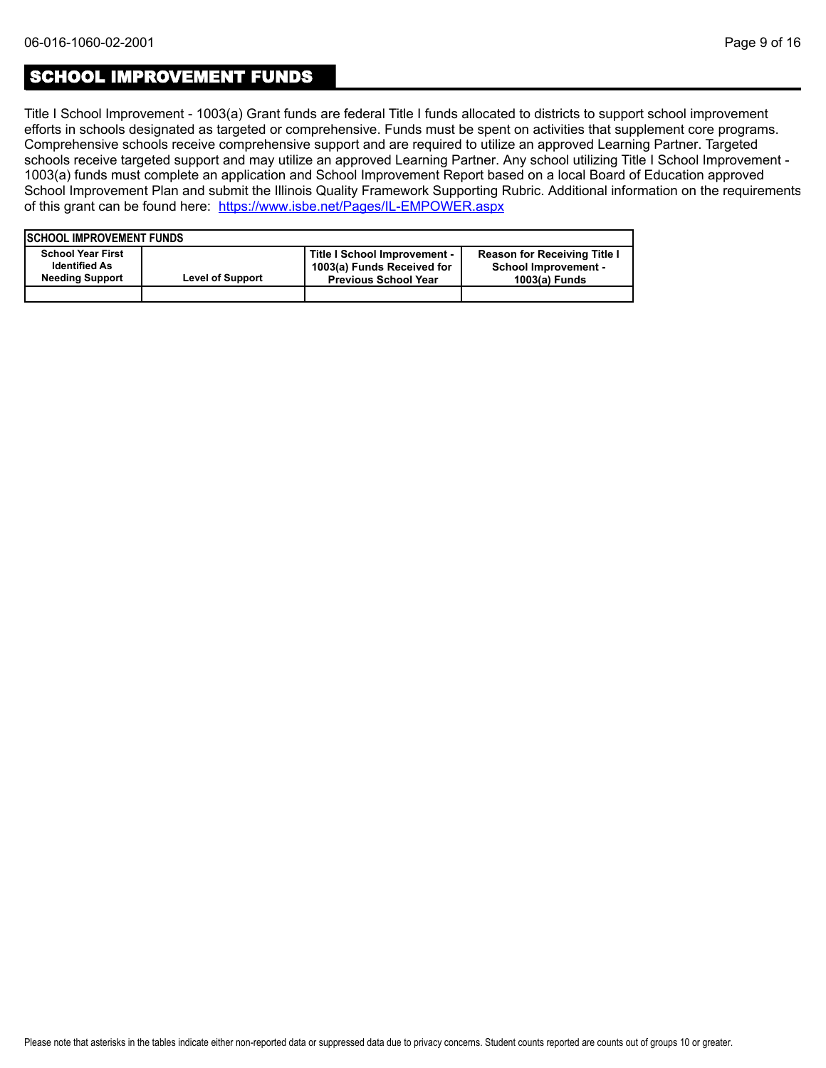## SCHOOL IMPROVEMENT FUNDS

Title I School Improvement - 1003(a) Grant funds are federal Title I funds allocated to districts to support school improvement efforts in schools designated as targeted or comprehensive. Funds must be spent on activities that supplement core programs. Comprehensive schools receive comprehensive support and are required to utilize an approved Learning Partner. Targeted schools receive targeted support and may utilize an approved Learning Partner. Any school utilizing Title I School Improvement - 1003(a) funds must complete an application and School Improvement Report based on a local Board of Education approved School Improvement Plan and submit the Illinois Quality Framework Supporting Rubric. Additional information on the requirements of this grant can be found here: [https://www.isbe.net/Pages/IL-EMPOWER.aspx](https://www.isbe.net/Pages/IL-EMPOWER.aspx)

| SCHOOL IMPROVEMENT FUNDS | | | |
|---|---|---|---|
| School Year First Identified As Needing Support | Level of Support | Title I School Improvement - 1003(a) Funds Received for Previous School Year | Reason for Receiving Title I School Improvement - 1003(a) Funds |
| | | | |

Please note that asterisks in the tables indicate either non-reported data or suppressed data due to privacy concerns. Student counts reported are counts out of groups 10 or greater.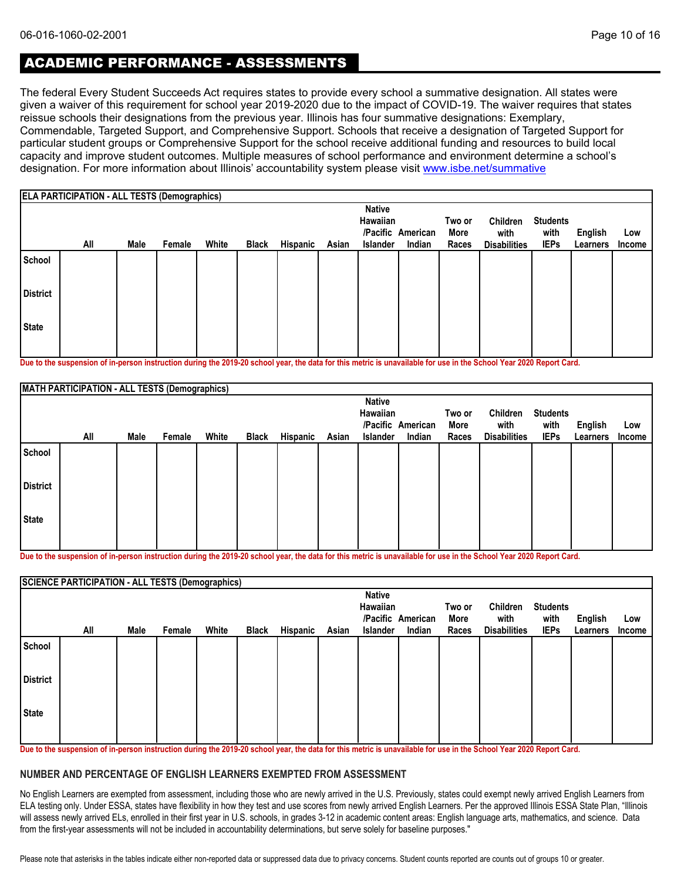## ACADEMIC PERFORMANCE - ASSESSMENTS

The federal Every Student Succeeds Act requires states to provide every school a summative designation. All states were given a waiver of this requirement for school year 2019-2020 due to the impact of COVID-19. The waiver requires that states reissue schools their designations from the previous year. Illinois has four summative designations: Exemplary, Commendable, Targeted Support, and Comprehensive Support. Schools that receive a designation of Targeted Support for particular student groups or Comprehensive Support for the school receive additional funding and resources to build local capacity and improve student outcomes. Multiple measures of school performance and environment determine a school's designation. For more information about Illinois' accountability system please visit www.isbe.net/summative

**ELA PARTICIPATION - ALL TESTS (Demographics)**

| | All | Male | Female | White | Black | Hispanic | Asian | Native Hawaiian /Pacific Islander | American Indian | Two or More Races | Children with Disabilities | Students with IEPs | English Learners | Low Income |
|---|---|---|---|---|---|---|---|---|---|---|---|---|---|---|
| School | | | | | | | | | | | | | | |
| District | | | | | | | | | | | | | | |
| State | | | | | | | | | | | | | | |

Due to the suspension of in-person instruction during the 2019-20 school year, the data for this metric is unavailable for use in the School Year 2020 Report Card.

**MATH PARTICIPATION - ALL TESTS (Demographics)**

| | All | Male | Female | White | Black | Hispanic | Asian | Native Hawaiian /Pacific Islander | American Indian | Two or More Races | Children with Disabilities | Students with IEPs | English Learners | Low Income |
|---|---|---|---|---|---|---|---|---|---|---|---|---|---|---|
| School | | | | | | | | | | | | | | |
| District | | | | | | | | | | | | | | |
| State | | | | | | | | | | | | | | |

Due to the suspension of in-person instruction during the 2019-20 school year, the data for this metric is unavailable for use in the School Year 2020 Report Card.

**SCIENCE PARTICIPATION - ALL TESTS (Demographics)**

| | All | Male | Female | White | Black | Hispanic | Asian | Native Hawaiian /Pacific Islander | American Indian | Two or More Races | Children with Disabilities | Students with IEPs | English Learners | Low Income |
|---|---|---|---|---|---|---|---|---|---|---|---|---|---|---|
| School | | | | | | | | | | | | | | |
| District | | | | | | | | | | | | | | |
| State | | | | | | | | | | | | | | |

Due to the suspension of in-person instruction during the 2019-20 school year, the data for this metric is unavailable for use in the School Year 2020 Report Card.

### NUMBER AND PERCENTAGE OF ENGLISH LEARNERS EXEMPTED FROM ASSESSMENT

No English Learners are exempted from assessment, including those who are newly arrived in the U.S. Previously, states could exempt newly arrived English Learners from ELA testing only. Under ESSA, states have flexibility in how they test and use scores from newly arrived English Learners. Per the approved Illinois ESSA State Plan, "Illinois will assess newly arrived ELs, enrolled in their first year in U.S. schools, in grades 3-12 in academic content areas: English language arts, mathematics, and science. Data from the first-year assessments will not be included in accountability determinations, but serve solely for baseline purposes."

Please note that asterisks in the tables indicate either non-reported data or suppressed data due to privacy concerns. Student counts reported are counts out of groups 10 or greater.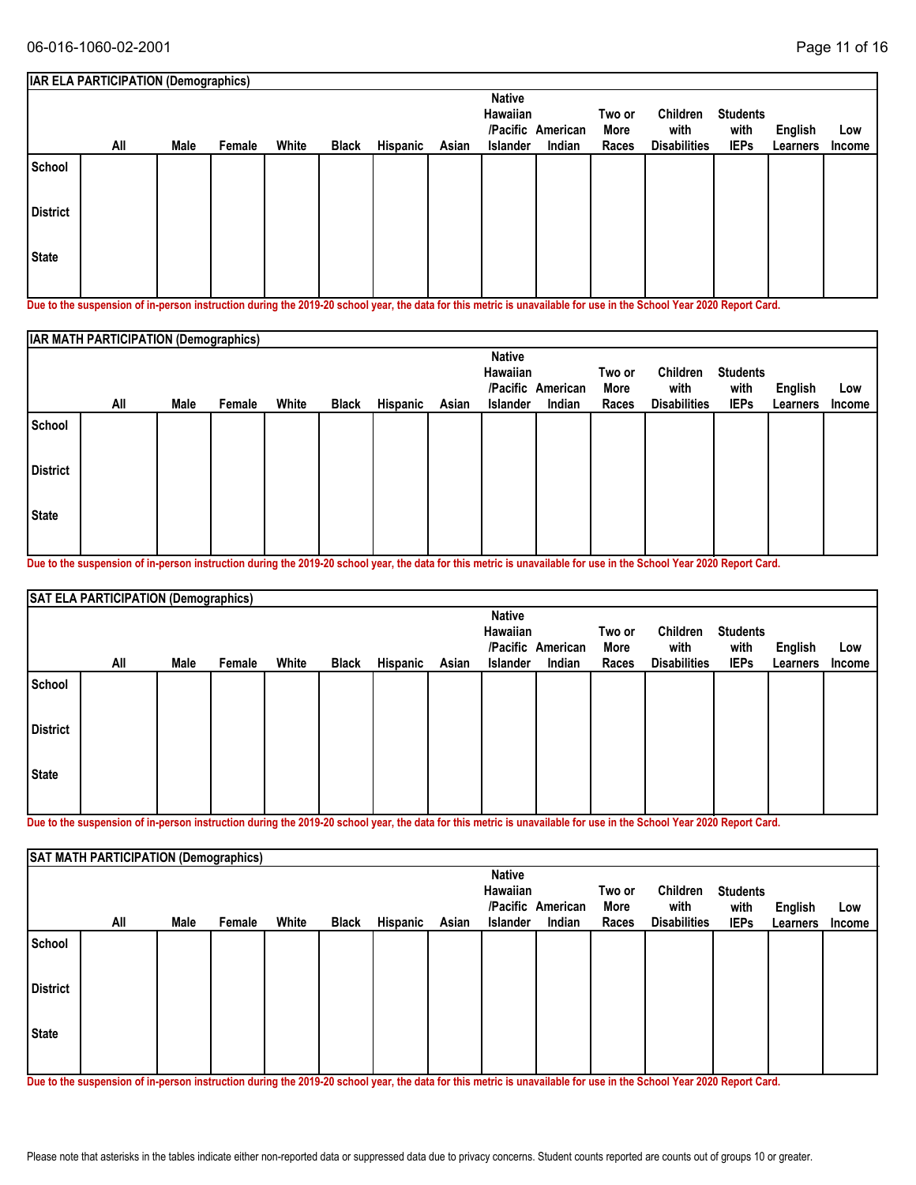| IAR ELA PARTICIPATION (Demographics) | | | | | | | | | | | | | |
|---|---|---|---|---|---|---|---|---|---|---|---|---|---|
| | All | Male | Female | White | Black | Hispanic | Asian | Native Hawaiian /Pacific Islander | American Indian | Two or More Races | Children with Disabilities | Students with IEPs | English Learners | Low Income |
| School | | | | | | | | | | | | | | |
| District | | | | | | | | | | | | | | |
| State | | | | | | | | | | | | | | |

Due to the suspension of in-person instruction during the 2019-20 school year, the data for this metric is unavailable for use in the School Year 2020 Report Card.

| IAR MATH PARTICIPATION (Demographics) | | | | | | | | | | | | | | |
|---|---|---|---|---|---|---|---|---|---|---|---|---|---|---|
| | All | Male | Female | White | Black | Hispanic | Asian | Native Hawaiian /Pacific Islander | American Indian | Two or More Races | Children with Disabilities | Students with IEPs | English Learners | Low Income |
| School | | | | | | | | | | | | | | |
| District | | | | | | | | | | | | | | |
| State | | | | | | | | | | | | | | |

Due to the suspension of in-person instruction during the 2019-20 school year, the data for this metric is unavailable for use in the School Year 2020 Report Card.

| SAT ELA PARTICIPATION (Demographics) | | | | | | | | | | | | | | |
|---|---|---|---|---|---|---|---|---|---|---|---|---|---|---|
| | All | Male | Female | White | Black | Hispanic | Asian | Native Hawaiian /Pacific Islander | American Indian | Two or More Races | Children with Disabilities | Students with IEPs | English Learners | Low Income |
| School | | | | | | | | | | | | | | |
| District | | | | | | | | | | | | | | |
| State | | | | | | | | | | | | | | |

Due to the suspension of in-person instruction during the 2019-20 school year, the data for this metric is unavailable for use in the School Year 2020 Report Card.

| SAT MATH PARTICIPATION (Demographics) | | | | | | | | | | | | | | |
|---|---|---|---|---|---|---|---|---|---|---|---|---|---|---|
| | All | Male | Female | White | Black | Hispanic | Asian | Native Hawaiian /Pacific Islander | American Indian | Two or More Races | Children with Disabilities | Students with IEPs | English Learners | Low Income |
| School | | | | | | | | | | | | | | |
| District | | | | | | | | | | | | | | |
| State | | | | | | | | | | | | | | |

Due to the suspension of in-person instruction during the 2019-20 school year, the data for this metric is unavailable for use in the School Year 2020 Report Card.

Please note that asterisks in the tables indicate either non-reported data or suppressed data due to privacy concerns. Student counts reported are counts out of groups 10 or greater.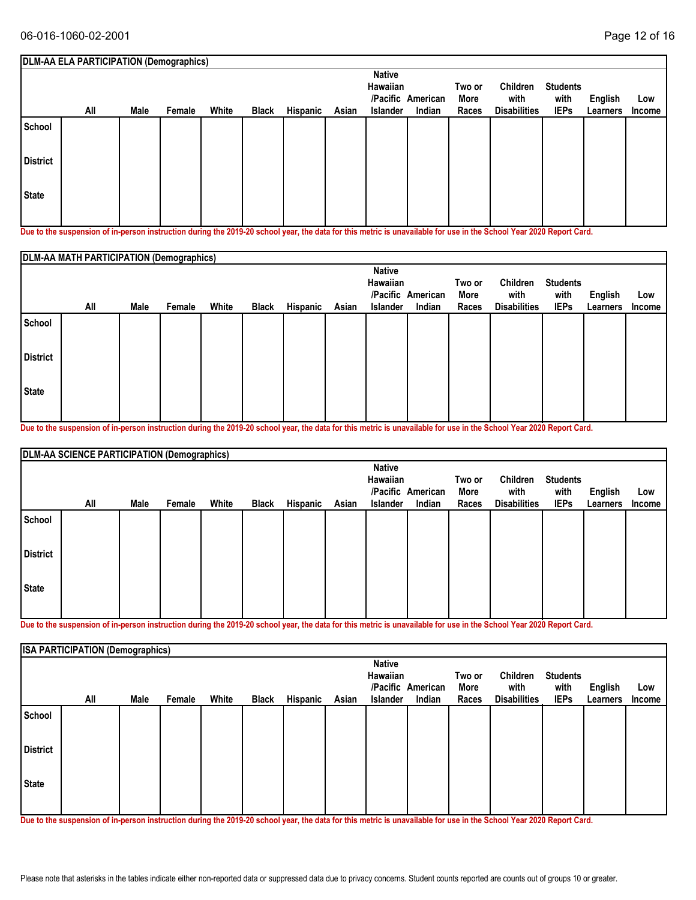| DLM-AA ELA PARTICIPATION (Demographics) | | | | | | | | | | | | | | |
|---|---|---|---|---|---|---|---|---|---|---|---|---|---|---|
| | All | Male | Female | White | Black | Hispanic | Asian | Native Hawaiian /Pacific Islander | American Indian | Two or More Races | Children with Disabilities | Students with IEPs | English Learners | Low Income |
| School | | | | | | | | | | | | | | |
| District | | | | | | | | | | | | | | |
| State | | | | | | | | | | | | | | |

**Due to the suspension of in-person instruction during the 2019-20 school year, the data for this metric is unavailable for use in the School Year 2020 Report Card.**

| DLM-AA MATH PARTICIPATION (Demographics) | | | | | | | | | | | | | | |
|---|---|---|---|---|---|---|---|---|---|---|---|---|---|---|
| | All | Male | Female | White | Black | Hispanic | Asian | Native Hawaiian /Pacific Islander | American Indian | Two or More Races | Children with Disabilities | Students with IEPs | English Learners | Low Income |
| School | | | | | | | | | | | | | | |
| District | | | | | | | | | | | | | | |
| State | | | | | | | | | | | | | | |

**Due to the suspension of in-person instruction during the 2019-20 school year, the data for this metric is unavailable for use in the School Year 2020 Report Card.**

| DLM-AA SCIENCE PARTICIPATION (Demographics) | | | | | | | | | | | | | | |
|---|---|---|---|---|---|---|---|---|---|---|---|---|---|---|
| | All | Male | Female | White | Black | Hispanic | Asian | Native Hawaiian /Pacific Islander | American Indian | Two or More Races | Children with Disabilities | Students with IEPs | English Learners | Low Income |
| School | | | | | | | | | | | | | | |
| District | | | | | | | | | | | | | | |
| State | | | | | | | | | | | | | | |

**Due to the suspension of in-person instruction during the 2019-20 school year, the data for this metric is unavailable for use in the School Year 2020 Report Card.**

| ISA PARTICIPATION (Demographics) | | | | | | | | | | | | | | |
|---|---|---|---|---|---|---|---|---|---|---|---|---|---|---|
| | All | Male | Female | White | Black | Hispanic | Asian | Native Hawaiian /Pacific Islander | American Indian | Two or More Races | Children with Disabilities | Students with IEPs | English Learners | Low Income |
| School | | | | | | | | | | | | | | |
| District | | | | | | | | | | | | | | |
| State | | | | | | | | | | | | | | |

**Due to the suspension of in-person instruction during the 2019-20 school year, the data for this metric is unavailable for use in the School Year 2020 Report Card.**

Please note that asterisks in the tables indicate either non-reported data or suppressed data due to privacy concerns. Student counts reported are counts out of groups 10 or greater.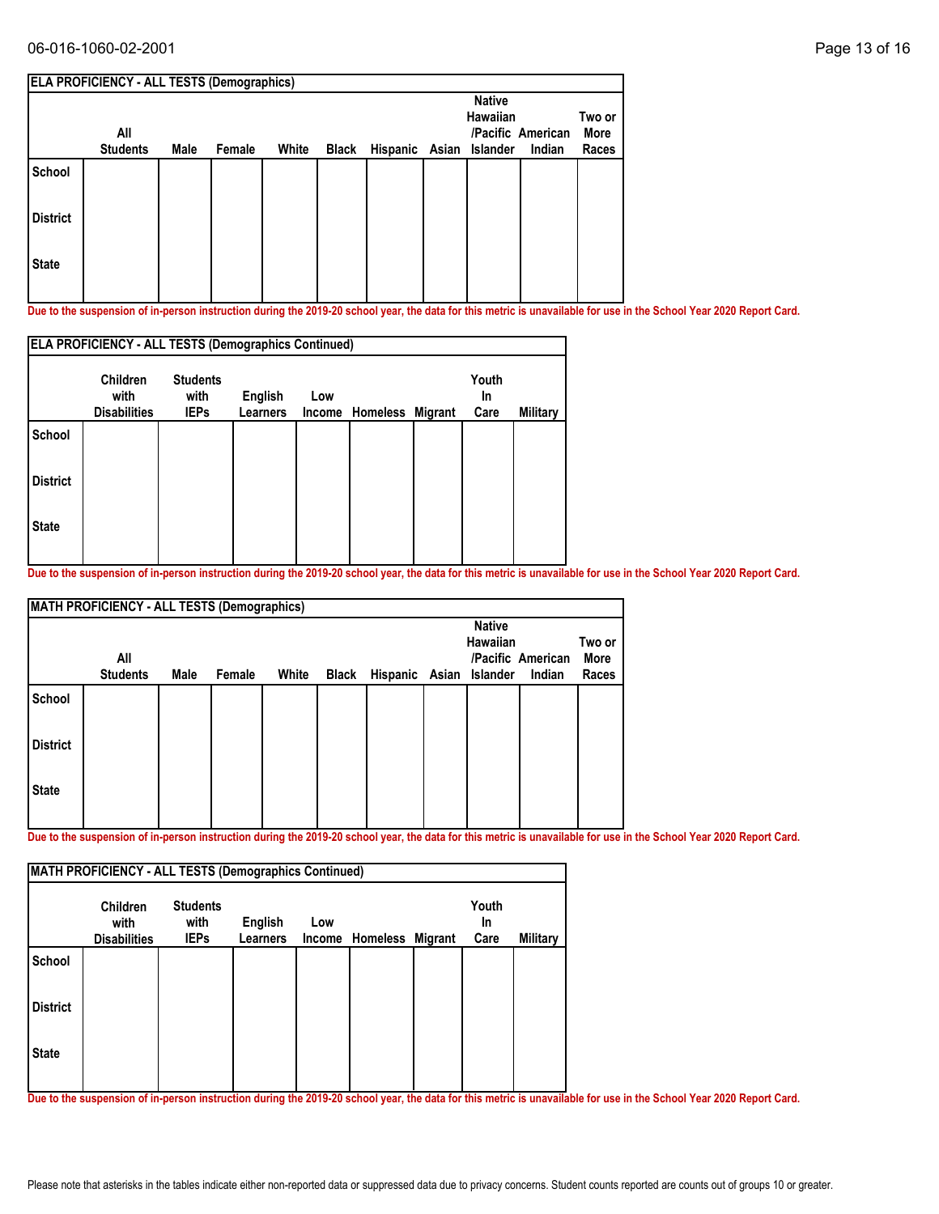| ELA PROFICIENCY - ALL TESTS (Demographics) | All Students | Male | Female | White | Black | Hispanic | Asian | Native Hawaiian /Pacific Islander | American Indian | Two or More Races |
|---|---|---|---|---|---|---|---|---|---|---|
| School | | | | | | | | | | |
| District | | | | | | | | | | |
| State | | | | | | | | | | |

**Due to the suspension of in-person instruction during the 2019-20 school year, the data for this metric is unavailable for use in the School Year 2020 Report Card.**

| ELA PROFICIENCY - ALL TESTS (Demographics Continued) | Children with Disabilities | Students with IEPs | English Learners | Low Income | Homeless | Migrant | Youth In Care | Military |
|---|---|---|---|---|---|---|---|---|
| School | | | | | | | | |
| District | | | | | | | | |
| State | | | | | | | | |

**Due to the suspension of in-person instruction during the 2019-20 school year, the data for this metric is unavailable for use in the School Year 2020 Report Card.**

| MATH PROFICIENCY - ALL TESTS (Demographics) | All Students | Male | Female | White | Black | Hispanic | Asian | Native Hawaiian /Pacific Islander | American Indian | Two or More Races |
|---|---|---|---|---|---|---|---|---|---|---|
| School | | | | | | | | | | |
| District | | | | | | | | | | |
| State | | | | | | | | | | |

**Due to the suspension of in-person instruction during the 2019-20 school year, the data for this metric is unavailable for use in the School Year 2020 Report Card.**

| MATH PROFICIENCY - ALL TESTS (Demographics Continued) | Children with Disabilities | Students with IEPs | English Learners | Low Income | Homeless | Migrant | Youth In Care | Military |
|---|---|---|---|---|---|---|---|---|
| School | | | | | | | | |
| District | | | | | | | | |
| State | | | | | | | | |

**Due to the suspension of in-person instruction during the 2019-20 school year, the data for this metric is unavailable for use in the School Year 2020 Report Card.**

Please note that asterisks in the tables indicate either non-reported data or suppressed data due to privacy concerns. Student counts reported are counts out of groups 10 or greater.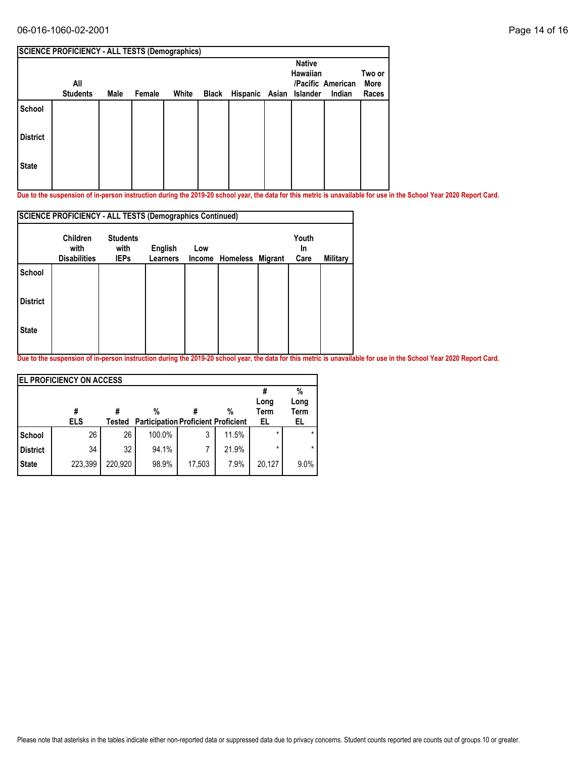| SCIENCE PROFICIENCY - ALL TESTS (Demographics) | | | | | | | | | | |
|---|---|---|---|---|---|---|---|---|---|---|
| | All Students | Male | Female | White | Black | Hispanic | Asian | Native Hawaiian /Pacific Islander | American Indian | Two or More Races |
| School | | | | | | | | | | |
| District | | | | | | | | | | |
| State | | | | | | | | | | |

**Due to the suspension of in-person instruction during the 2019-20 school year, the data for this metric is unavailable for use in the School Year 2020 Report Card.**

| SCIENCE PROFICIENCY - ALL TESTS (Demographics Continued) | | | | | | | | |
|---|---|---|---|---|---|---|---|---|
| | Children with Disabilities | Students with IEPs | English Learners | Low Income | Homeless | Migrant | Youth In Care | Military |
| School | | | | | | | | |
| District | | | | | | | | |
| State | | | | | | | | |

**Due to the suspension of in-person instruction during the 2019-20 school year, the data for this metric is unavailable for use in the School Year 2020 Report Card.**

| EL PROFICIENCY ON ACCESS | | | | | | | |
|---|---|---|---|---|---|---|---|
| | # ELS | # Tested | % Participation | # Proficient | % Proficient | # Long Term EL | % Long Term EL |
| School | 26 | 26 | 100.0% | 3 | 11.5% | * | * |
| District | 34 | 32 | 94.1% | 7 | 21.9% | * | * |
| State | 223,399 | 220,920 | 98.9% | 17,503 | 7.9% | 20,127 | 9.0% |

Please note that asterisks in the tables indicate either non-reported data or suppressed data due to privacy concerns. Student counts reported are counts out of groups 10 or greater.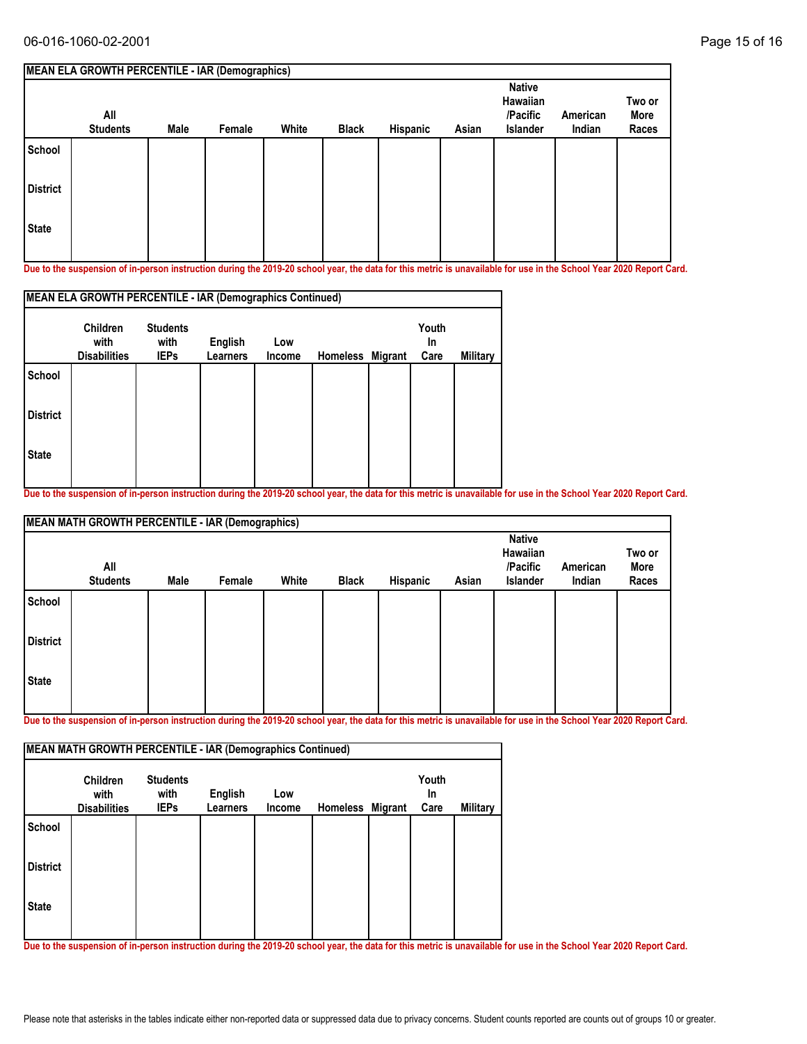| MEAN ELA GROWTH PERCENTILE - IAR (Demographics) | | | | | | | | | | |
|---|---|---|---|---|---|---|---|---|---|---|
| | All Students | Male | Female | White | Black | Hispanic | Asian | Native Hawaiian /Pacific Islander | American Indian | Two or More Races |
| School | | | | | | | | | | |
| District | | | | | | | | | | |
| State | | | | | | | | | | |

Due to the suspension of in-person instruction during the 2019-20 school year, the data for this metric is unavailable for use in the School Year 2020 Report Card.

| MEAN ELA GROWTH PERCENTILE - IAR (Demographics Continued) | | | | | | | | |
|---|---|---|---|---|---|---|---|---|
| | Children with Disabilities | Students with IEPs | English Learners | Low Income | Homeless | Migrant | Youth In Care | Military |
| School | | | | | | | | |
| District | | | | | | | | |
| State | | | | | | | | |

Due to the suspension of in-person instruction during the 2019-20 school year, the data for this metric is unavailable for use in the School Year 2020 Report Card.

| MEAN MATH GROWTH PERCENTILE - IAR (Demographics) | | | | | | | | | | |
|---|---|---|---|---|---|---|---|---|---|---|
| | All Students | Male | Female | White | Black | Hispanic | Asian | Native Hawaiian /Pacific Islander | American Indian | Two or More Races |
| School | | | | | | | | | | |
| District | | | | | | | | | | |
| State | | | | | | | | | | |

Due to the suspension of in-person instruction during the 2019-20 school year, the data for this metric is unavailable for use in the School Year 2020 Report Card.

| MEAN MATH GROWTH PERCENTILE - IAR (Demographics Continued) | | | | | | | | |
|---|---|---|---|---|---|---|---|---|
| | Children with Disabilities | Students with IEPs | English Learners | Low Income | Homeless | Migrant | Youth In Care | Military |
| School | | | | | | | | |
| District | | | | | | | | |
| State | | | | | | | | |

Due to the suspension of in-person instruction during the 2019-20 school year, the data for this metric is unavailable for use in the School Year 2020 Report Card.

Please note that asterisks in the tables indicate either non-reported data or suppressed data due to privacy concerns. Student counts reported are counts out of groups 10 or greater.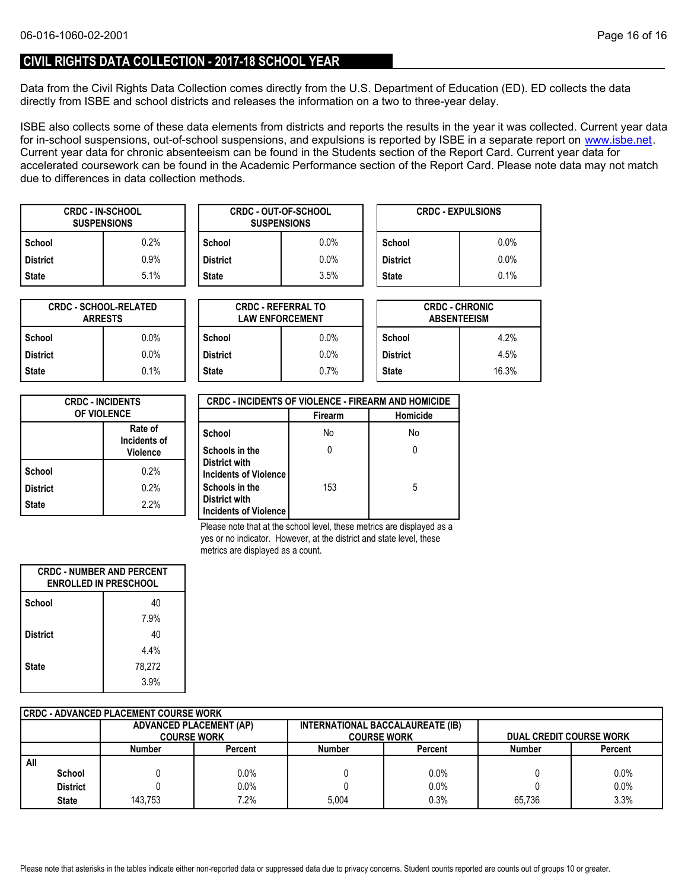## CIVIL RIGHTS DATA COLLECTION - 2017-18 SCHOOL YEAR

Data from the Civil Rights Data Collection comes directly from the U.S. Department of Education (ED). ED collects the data directly from ISBE and school districts and releases the information on a two to three-year delay.

ISBE also collects some of these data elements from districts and reports the results in the year it was collected. Current year data for in-school suspensions, out-of-school suspensions, and expulsions is reported by ISBE in a separate report on www.isbe.net. Current year data for chronic absenteeism can be found in the Students section of the Report Card. Current year data for accelerated coursework can be found in the Academic Performance section of the Report Card. Please note data may not match due to differences in data collection methods.

| CRDC - IN-SCHOOL SUSPENSIONS | |
|---|---|
| School | 0.2% |
| District | 0.9% |
| State | 5.1% |

| CRDC - OUT-OF-SCHOOL SUSPENSIONS | |
|---|---|
| School | 0.0% |
| District | 0.0% |
| State | 3.5% |

| CRDC - EXPULSIONS | |
|---|---|
| School | 0.0% |
| District | 0.0% |
| State | 0.1% |

| CRDC - SCHOOL-RELATED ARRESTS | |
|---|---|
| School | 0.0% |
| District | 0.0% |
| State | 0.1% |

| CRDC - REFERRAL TO LAW ENFORCEMENT | |
|---|---|
| School | 0.0% |
| District | 0.0% |
| State | 0.7% |

| CRDC - CHRONIC ABSENTEEISM | |
|---|---|
| School | 4.2% |
| District | 4.5% |
| State | 16.3% |

| CRDC - INCIDENTS OF VIOLENCE | Rate of Incidents of Violence |
|---|---|
| School | 0.2% |
| District | 0.2% |
| State | 2.2% |

| CRDC - INCIDENTS OF VIOLENCE - FIREARM AND HOMICIDE | Firearm | Homicide |
|---|---|---|
| School | No | No |
| Schools in the District with Incidents of Violence | 0 | 0 |
| Schools in the District with Incidents of Violence | 153 | 5 |

Please note that at the school level, these metrics are displayed as a yes or no indicator. However, at the district and state level, these metrics are displayed as a count.

| CRDC - NUMBER AND PERCENT ENROLLED IN PRESCHOOL | |
|---|---|
| School | 40 |
| | 7.9% |
| District | 40 |
| | 4.4% |
| State | 78,272 |
| | 3.9% |

| CRDC - ADVANCED PLACEMENT COURSE WORK | | ADVANCED PLACEMENT (AP) COURSE WORK | | INTERNATIONAL BACCALAUREATE (IB) COURSE WORK | | DUAL CREDIT COURSE WORK | |
|---|---|---|---|---|---|---|---|
| | | Number | Percent | Number | Percent | Number | Percent |
| All | School | 0 | 0.0% | 0 | 0.0% | 0 | 0.0% |
| | District | 0 | 0.0% | 0 | 0.0% | 0 | 0.0% |
| | State | 143,753 | 7.2% | 5,004 | 0.3% | 65,736 | 3.3% |

Please note that asterisks in the tables indicate either non-reported data or suppressed data due to privacy concerns. Student counts reported are counts out of groups 10 or greater.